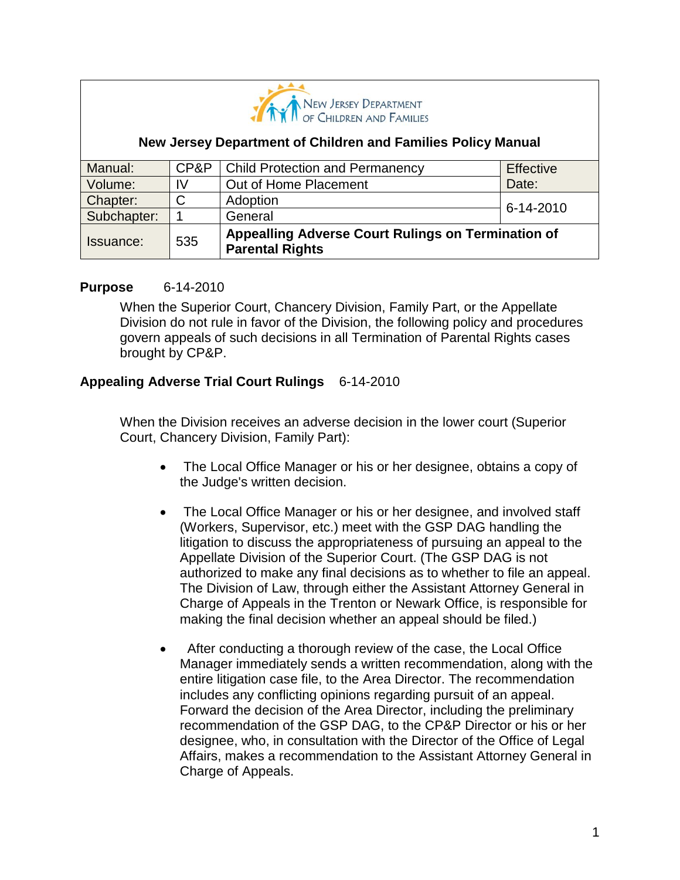New Jersey Department of Children and Families

**New Jersey Department of Children and Families Policy Manual**

| Manual: | CP&P | Child Protection and Permanency | Effective Date: |
|---|---|---|---|
| Volume: | IV | Out of Home Placement | |
| Chapter: | C | Adoption | 6-14-2010 |
| Subchapter: | 1 | General | |
| Issuance: | 535 | **Appealling Adverse Court Rulings on Termination of Parental Rights** | |

**Purpose** 6-14-2010

When the Superior Court, Chancery Division, Family Part, or the Appellate Division do not rule in favor of the Division, the following policy and procedures govern appeals of such decisions in all Termination of Parental Rights cases brought by CP&P.

**Appealing Adverse Trial Court Rulings** 6-14-2010

When the Division receives an adverse decision in the lower court (Superior Court, Chancery Division, Family Part):

- The Local Office Manager or his or her designee, obtains a copy of the Judge's written decision.
- The Local Office Manager or his or her designee, and involved staff (Workers, Supervisor, etc.) meet with the GSP DAG handling the litigation to discuss the appropriateness of pursuing an appeal to the Appellate Division of the Superior Court. (The GSP DAG is not authorized to make any final decisions as to whether to file an appeal. The Division of Law, through either the Assistant Attorney General in Charge of Appeals in the Trenton or Newark Office, is responsible for making the final decision whether an appeal should be filed.)
- After conducting a thorough review of the case, the Local Office Manager immediately sends a written recommendation, along with the entire litigation case file, to the Area Director. The recommendation includes any conflicting opinions regarding pursuit of an appeal. Forward the decision of the Area Director, including the preliminary recommendation of the GSP DAG, to the CP&P Director or his or her designee, who, in consultation with the Director of the Office of Legal Affairs, makes a recommendation to the Assistant Attorney General in Charge of Appeals.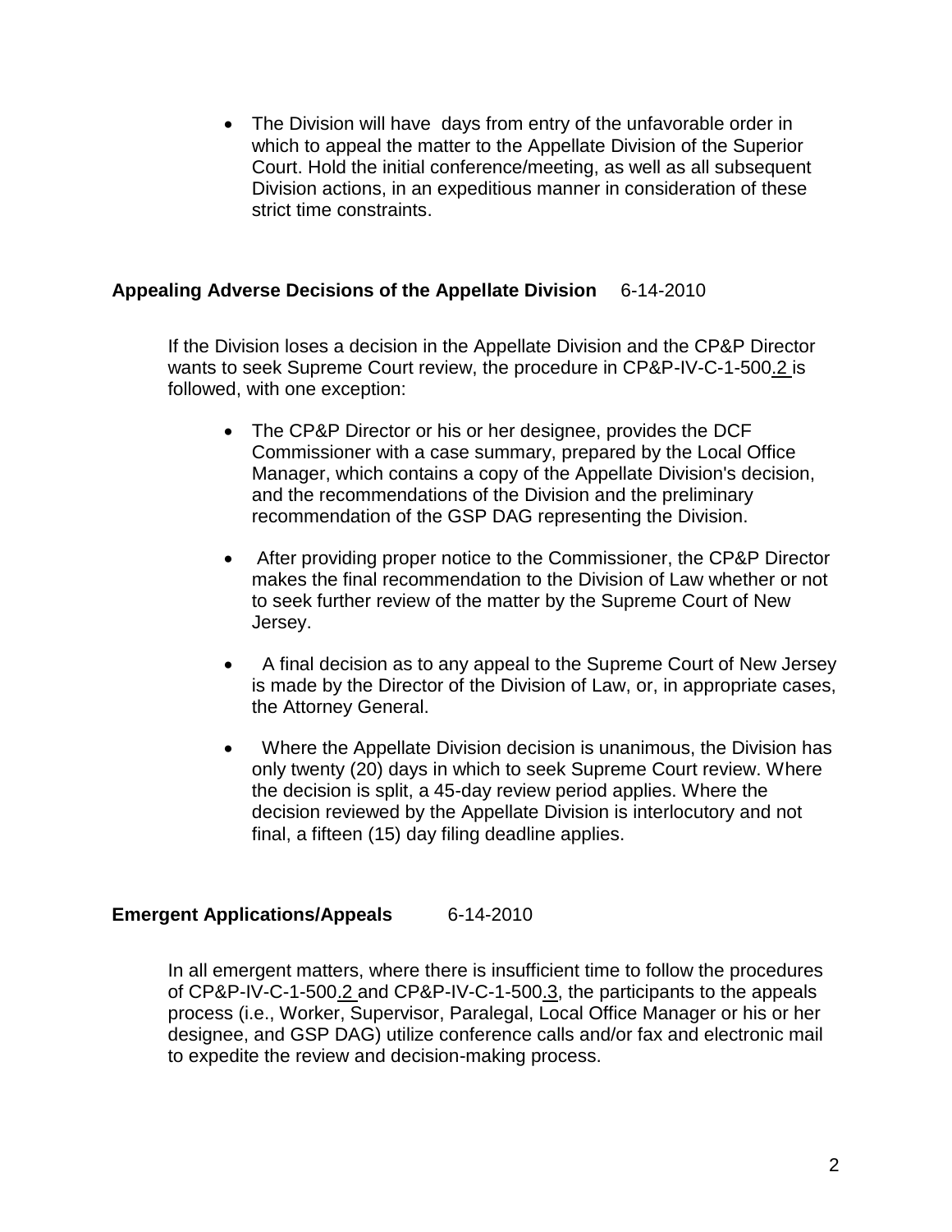- The Division will have  days from entry of the unfavorable order in which to appeal the matter to the Appellate Division of the Superior Court. Hold the initial conference/meeting, as well as all subsequent Division actions, in an expeditious manner in consideration of these strict time constraints.

**Appealing Adverse Decisions of the Appellate Division** 6-14-2010

If the Division loses a decision in the Appellate Division and the CP&P Director wants to seek Supreme Court review, the procedure in CP&P-IV-C-1-500.2 is followed, with one exception:

- The CP&P Director or his or her designee, provides the DCF Commissioner with a case summary, prepared by the Local Office Manager, which contains a copy of the Appellate Division's decision, and the recommendations of the Division and the preliminary recommendation of the GSP DAG representing the Division.
- After providing proper notice to the Commissioner, the CP&P Director makes the final recommendation to the Division of Law whether or not to seek further review of the matter by the Supreme Court of New Jersey.
- A final decision as to any appeal to the Supreme Court of New Jersey is made by the Director of the Division of Law, or, in appropriate cases, the Attorney General.
- Where the Appellate Division decision is unanimous, the Division has only twenty (20) days in which to seek Supreme Court review. Where the decision is split, a 45-day review period applies. Where the decision reviewed by the Appellate Division is interlocutory and not final, a fifteen (15) day filing deadline applies.

**Emergent Applications/Appeals** 6-14-2010

In all emergent matters, where there is insufficient time to follow the procedures of CP&P-IV-C-1-500.2 and CP&P-IV-C-1-500.3, the participants to the appeals process (i.e., Worker, Supervisor, Paralegal, Local Office Manager or his or her designee, and GSP DAG) utilize conference calls and/or fax and electronic mail to expedite the review and decision-making process.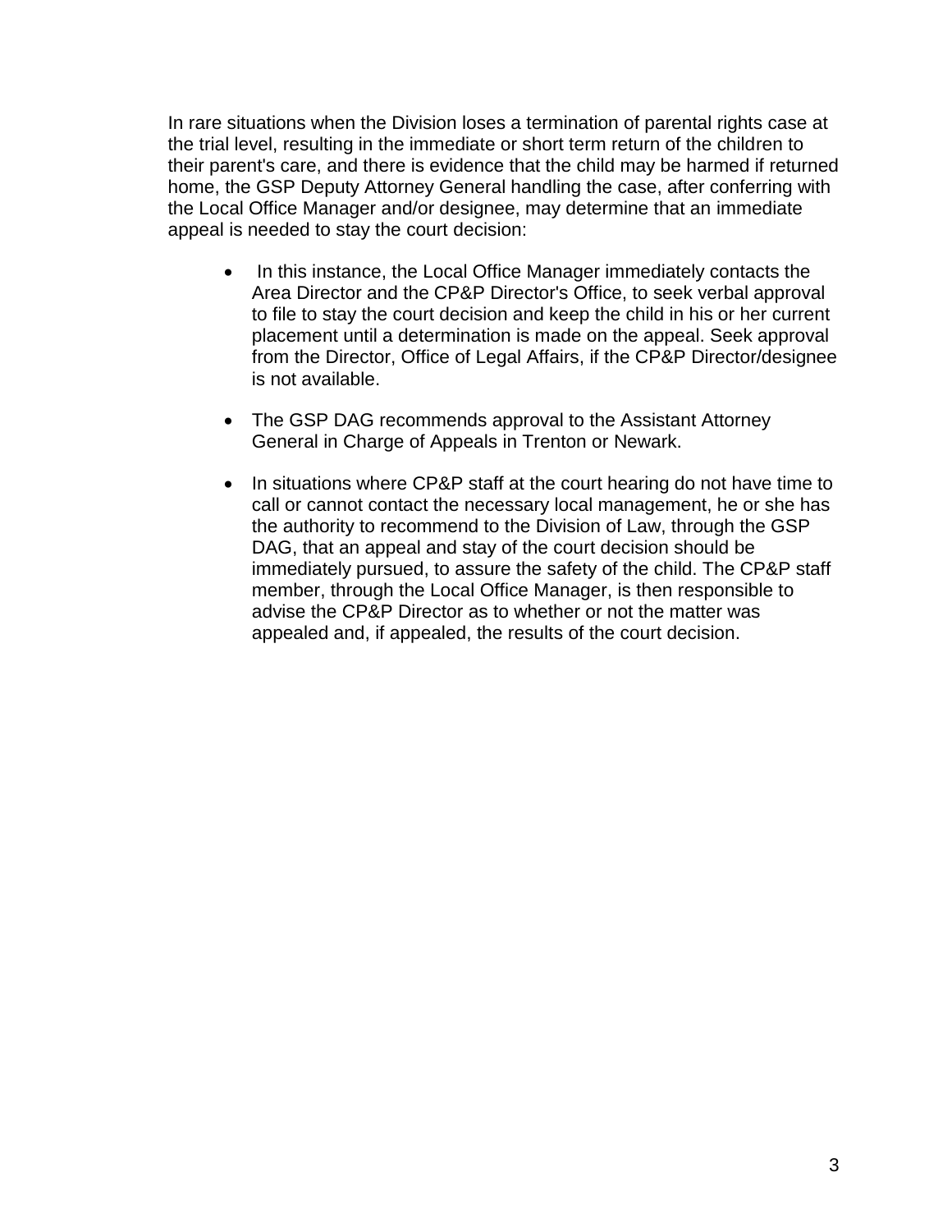In rare situations when the Division loses a termination of parental rights case at the trial level, resulting in the immediate or short term return of the children to their parent's care, and there is evidence that the child may be harmed if returned home, the GSP Deputy Attorney General handling the case, after conferring with the Local Office Manager and/or designee, may determine that an immediate appeal is needed to stay the court decision:

- In this instance, the Local Office Manager immediately contacts the Area Director and the CP&P Director's Office, to seek verbal approval to file to stay the court decision and keep the child in his or her current placement until a determination is made on the appeal. Seek approval from the Director, Office of Legal Affairs, if the CP&P Director/designee is not available.
- The GSP DAG recommends approval to the Assistant Attorney General in Charge of Appeals in Trenton or Newark.
- In situations where CP&P staff at the court hearing do not have time to call or cannot contact the necessary local management, he or she has the authority to recommend to the Division of Law, through the GSP DAG, that an appeal and stay of the court decision should be immediately pursued, to assure the safety of the child. The CP&P staff member, through the Local Office Manager, is then responsible to advise the CP&P Director as to whether or not the matter was appealed and, if appealed, the results of the court decision.